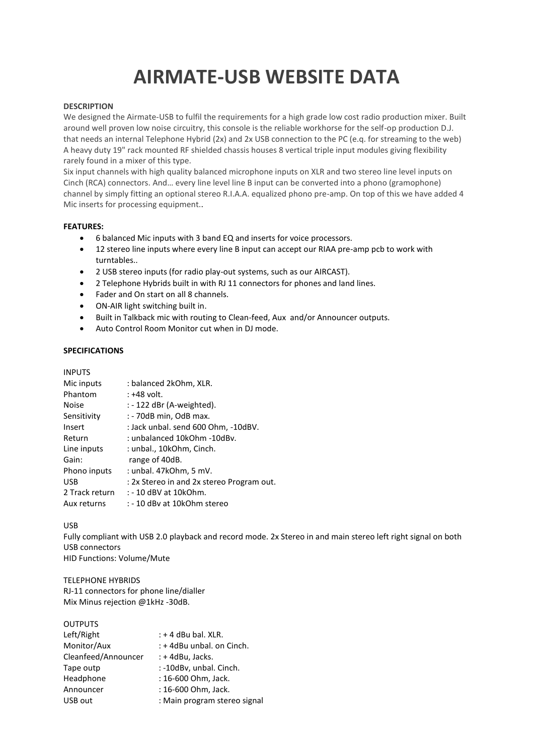# AIRMATE-USB WEBSITE DATA

**DESCRIPTION**

We designed the Airmate-USB to fulfil the requirements for a high grade low cost radio production mixer. Built around well proven low noise circuitry, this console is the reliable workhorse for the self-op production D.J. that needs an internal Telephone Hybrid (2x) and 2x USB connection to the PC (e.q. for streaming to the web) A heavy duty 19" rack mounted RF shielded chassis houses 8 vertical triple input modules giving flexibility rarely found in a mixer of this type.

Six input channels with high quality balanced microphone inputs on XLR and two stereo line level inputs on Cinch (RCA) connectors. And… every line level line B input can be converted into a phono (gramophone) channel by simply fitting an optional stereo R.I.A.A. equalized phono pre-amp. On top of this we have added 4 Mic inserts for processing equipment..

**FEATURES:**

- 6 balanced Mic inputs with 3 band EQ and inserts for voice processors.
- 12 stereo line inputs where every line B input can accept our RIAA pre-amp pcb to work with turntables..
- 2 USB stereo inputs (for radio play-out systems, such as our AIRCAST).
- 2 Telephone Hybrids built in with RJ 11 connectors for phones and land lines.
- Fader and On start on all 8 channels.
- ON-AIR light switching built in.
- Built in Talkback mic with routing to Clean-feed, Aux and/or Announcer outputs.
- Auto Control Room Monitor cut when in DJ mode.

**SPECIFICATIONS**

INPUTS

| | |
|---|---|
| Mic inputs | : balanced 2kOhm, XLR. |
| Phantom | : +48 volt. |
| Noise | : - 122 dBr (A-weighted). |
| Sensitivity | : - 70dB min, OdB max. |
| Insert | : Jack unbal. send 600 Ohm, -10dBV. |
| Return | : unbalanced 10kOhm -10dBv. |
| Line inputs | : unbal., 10kOhm, Cinch. |
| Gain: | range of 40dB. |
| Phono inputs | : unbal. 47kOhm, 5 mV. |
| USB | : 2x Stereo in and 2x stereo Program out. |
| 2 Track return | : - 10 dBV at 10kOhm. |
| Aux returns | : - 10 dBv at 10kOhm stereo |

USB

Fully compliant with USB 2.0 playback and record mode. 2x Stereo in and main stereo left right signal on both USB connectors

HID Functions: Volume/Mute

TELEPHONE HYBRIDS

RJ-11 connectors for phone line/dialler

Mix Minus rejection @1kHz -30dB.

OUTPUTS

| | |
|---|---|
| Left/Right | : + 4 dBu bal. XLR. |
| Monitor/Aux | : + 4dBu unbal. on Cinch. |
| Cleanfeed/Announcer | : + 4dBu, Jacks. |
| Tape outp | : -10dBv, unbal. Cinch. |
| Headphone | : 16-600 Ohm, Jack. |
| Announcer | : 16-600 Ohm, Jack. |
| USB out | : Main program stereo signal |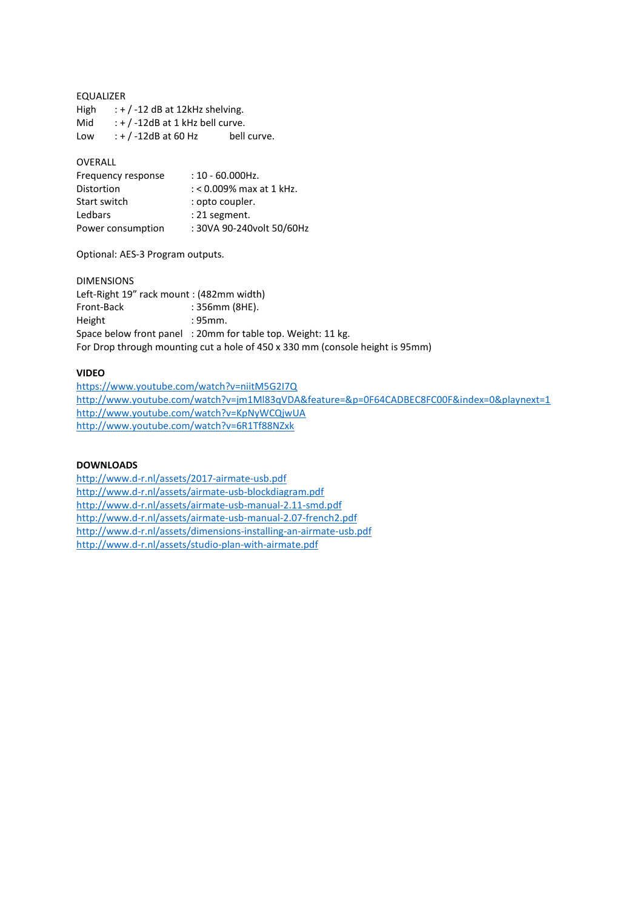EQUALIZER

High : + / -12 dB at 12kHz shelving.
Mid : + / -12dB at 1 kHz bell curve.
Low : + / -12dB at 60 Hz bell curve.

OVERALL

Frequency response : 10 - 60.000Hz.
Distortion : < 0.009% max at 1 kHz.
Start switch : opto coupler.
Ledbars : 21 segment.
Power consumption : 30VA 90-240volt 50/60Hz

Optional: AES-3 Program outputs.

DIMENSIONS

Left-Right 19” rack mount : (482mm width)
Front-Back : 356mm (8HE).
Height : 95mm.
Space below front panel : 20mm for table top. Weight: 11 kg.
For Drop through mounting cut a hole of 450 x 330 mm (console height is 95mm)

**VIDEO**

https://www.youtube.com/watch?v=niitM5G2I7Q
http://www.youtube.com/watch?v=jm1Ml83qVDA&feature=&p=0F64CADBEC8FC00F&index=0&playnext=1
http://www.youtube.com/watch?v=KpNyWCQjwUA
http://www.youtube.com/watch?v=6R1Tf88NZxk

**DOWNLOADS**

http://www.d-r.nl/assets/2017-airmate-usb.pdf
http://www.d-r.nl/assets/airmate-usb-blockdiagram.pdf
http://www.d-r.nl/assets/airmate-usb-manual-2.11-smd.pdf
http://www.d-r.nl/assets/airmate-usb-manual-2.07-french2.pdf
http://www.d-r.nl/assets/dimensions-installing-an-airmate-usb.pdf
http://www.d-r.nl/assets/studio-plan-with-airmate.pdf